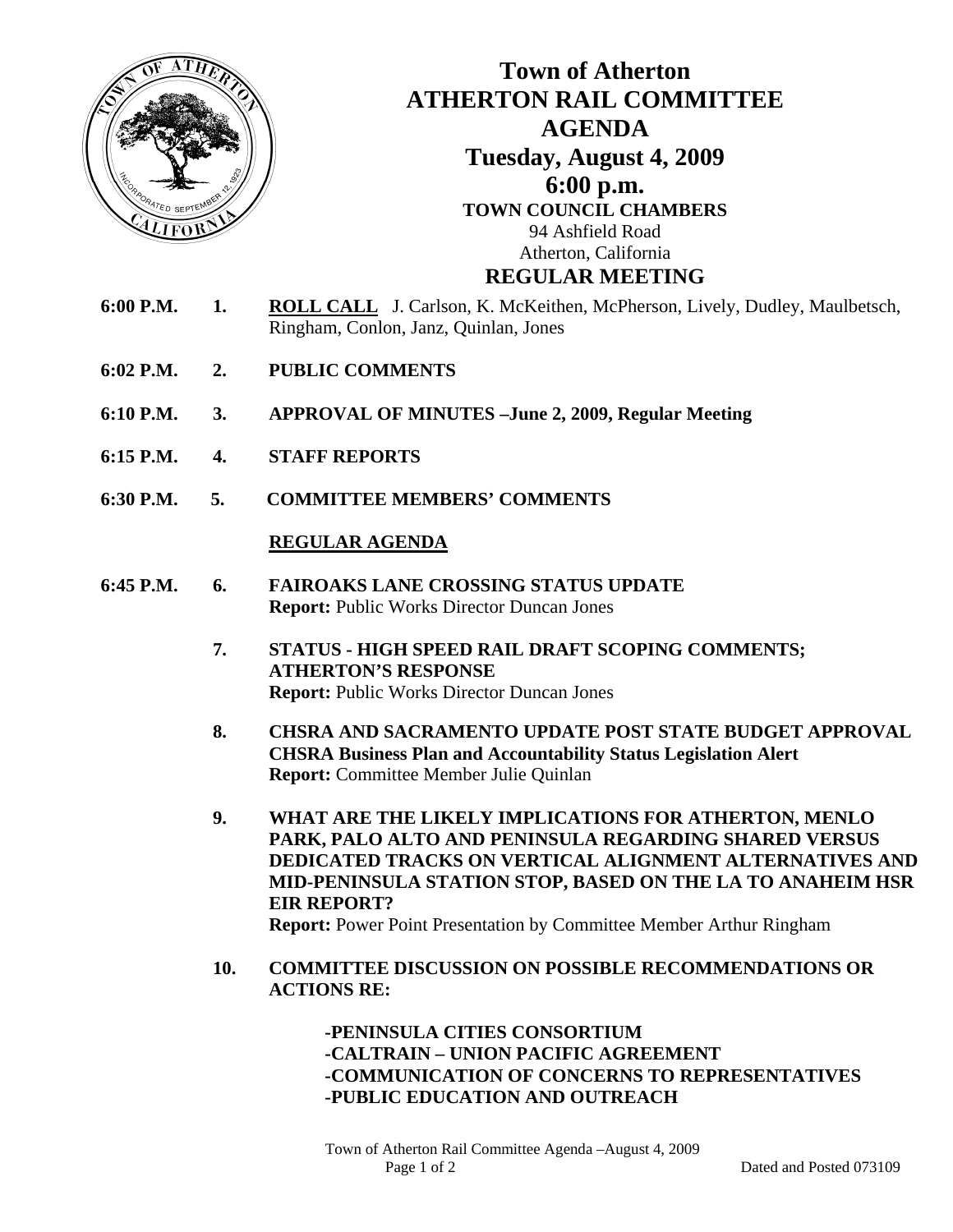# Town of Atherton
# ATHERTON RAIL COMMITTEE
# AGENDA
## Tuesday, August 4, 2009
## 6:00 p.m.

**TOWN COUNCIL CHAMBERS**
94 Ashfield Road
Atherton, California

## REGULAR MEETING

**6:00 P.M. 1. ROLL CALL** J. Carlson, K. McKeithen, McPherson, Lively, Dudley, Maulbetsch, Ringham, Conlon, Janz, Quinlan, Jones

**6:02 P.M. 2. PUBLIC COMMENTS**

**6:10 P.M. 3. APPROVAL OF MINUTES –June 2, 2009, Regular Meeting**

**6:15 P.M. 4. STAFF REPORTS**

**6:30 P.M. 5. COMMITTEE MEMBERS' COMMENTS**

**REGULAR AGENDA**

**6:45 P.M. 6. FAIROAKS LANE CROSSING STATUS UPDATE**
**Report:** Public Works Director Duncan Jones

**7. STATUS - HIGH SPEED RAIL DRAFT SCOPING COMMENTS; ATHERTON'S RESPONSE**
**Report:** Public Works Director Duncan Jones

**8. CHSRA AND SACRAMENTO UPDATE POST STATE BUDGET APPROVAL CHSRA Business Plan and Accountability Status Legislation Alert**
**Report:** Committee Member Julie Quinlan

**9. WHAT ARE THE LIKELY IMPLICATIONS FOR ATHERTON, MENLO PARK, PALO ALTO AND PENINSULA REGARDING SHARED VERSUS DEDICATED TRACKS ON VERTICAL ALIGNMENT ALTERNATIVES AND MID-PENINSULA STATION STOP, BASED ON THE LA TO ANAHEIM HSR EIR REPORT?**
**Report:** Power Point Presentation by Committee Member Arthur Ringham

**10. COMMITTEE DISCUSSION ON POSSIBLE RECOMMENDATIONS OR ACTIONS RE:**

**-PENINSULA CITIES CONSORTIUM**
**-CALTRAIN – UNION PACIFIC AGREEMENT**
**-COMMUNICATION OF CONCERNS TO REPRESENTATIVES**
**-PUBLIC EDUCATION AND OUTREACH**

Dated and Posted 073109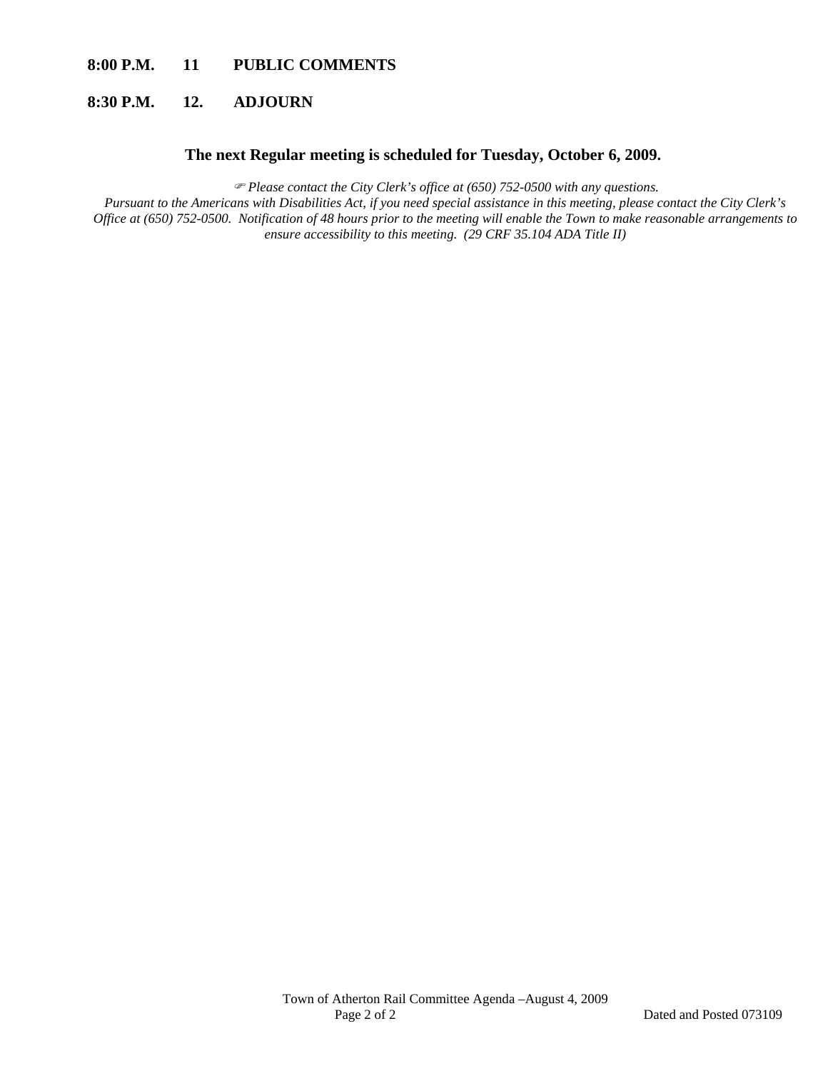**8:00 P.M. 11 PUBLIC COMMENTS**

**8:30 P.M. 12. ADJOURN**

**The next Regular meeting is scheduled for Tuesday, October 6, 2009.**

*☞ Please contact the City Clerk's office at (650) 752-0500 with any questions.*
*Pursuant to the Americans with Disabilities Act, if you need special assistance in this meeting, please contact the City Clerk's Office at (650) 752-0500. Notification of 48 hours prior to the meeting will enable the Town to make reasonable arrangements to ensure accessibility to this meeting. (29 CRF 35.104 ADA Title II)*

Dated and Posted 073109